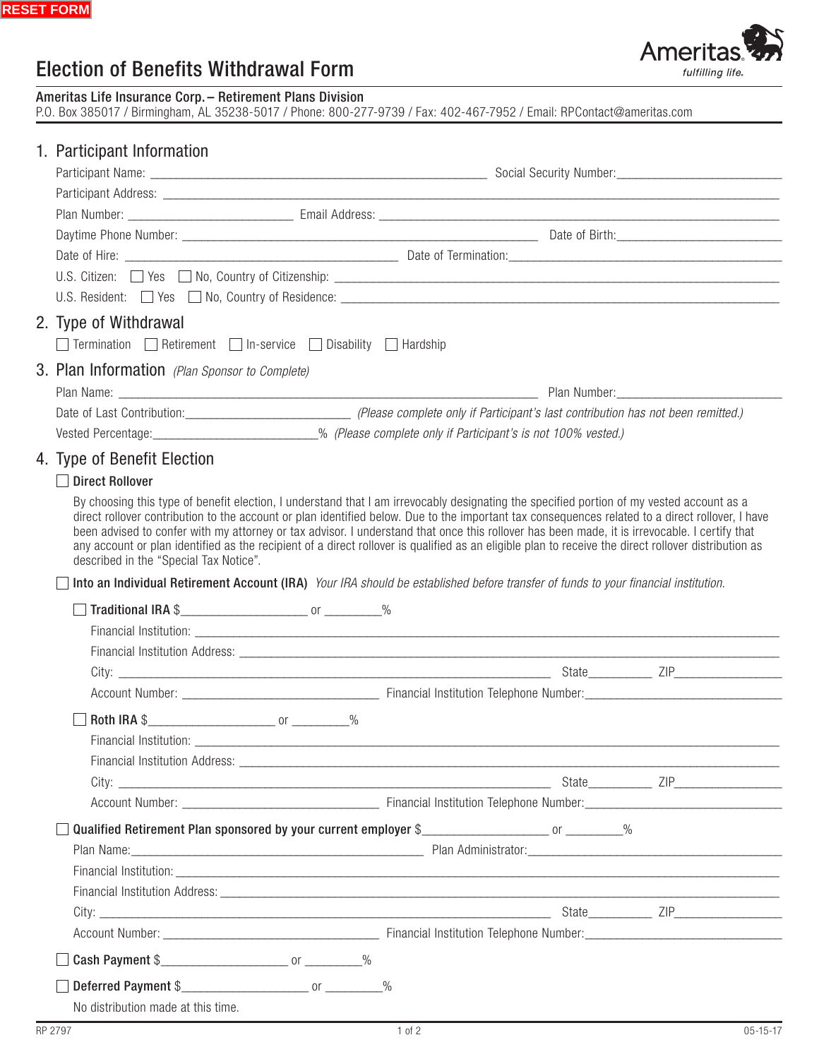RESET FORM

# Election of Benefits Withdrawal Form

Ameritas fulfilling life.

**Ameritas Life Insurance Corp. – Retirement Plans Division**
P.O. Box 385017 / Birmingham, AL 35238-5017 / Phone: 800-277-9739 / Fax: 402-467-7952 / Email: RPContact@ameritas.com

## 1. Participant Information

Participant Name: ______________________ Social Security Number: ______________________

Participant Address: ______________________

Plan Number: ______________________ Email Address: ______________________

Daytime Phone Number: ______________________ Date of Birth: ______________________

Date of Hire: ______________________ Date of Termination: ______________________

U.S. Citizen: ☐ Yes ☐ No, Country of Citizenship: ______________________

U.S. Resident: ☐ Yes ☐ No, Country of Residence: ______________________

## 2. Type of Withdrawal

☐ Termination ☐ Retirement ☐ In-service ☐ Disability ☐ Hardship

## 3. Plan Information *(Plan Sponsor to Complete)*

Plan Name: ______________________ Plan Number: ______________________

Date of Last Contribution: ______________________ *(Please complete only if Participant's last contribution has not been remitted.)*

Vested Percentage: ______________________% *(Please complete only if Participant's is not 100% vested.)*

## 4. Type of Benefit Election

☐ **Direct Rollover**

By choosing this type of benefit election, I understand that I am irrevocably designating the specified portion of my vested account as a direct rollover contribution to the account or plan identified below. Due to the important tax consequences related to a direct rollover, I have been advised to confer with my attorney or tax advisor. I understand that once this rollover has been made, it is irrevocable. I certify that any account or plan identified as the recipient of a direct rollover is qualified as an eligible plan to receive the direct rollover distribution as described in the "Special Tax Notice".

☐ **Into an Individual Retirement Account (IRA)** *Your IRA should be established before transfer of funds to your financial institution.*

☐ **Traditional IRA** $______________________ or __________%

Financial Institution: ______________________

Financial Institution Address: ______________________

City: ______________________ State__________ ZIP__________

Account Number: ______________________ Financial Institution Telephone Number: ______________________

☐ **Roth IRA** $______________________ or __________%

Financial Institution: ______________________

Financial Institution Address: ______________________

City: ______________________ State__________ ZIP__________

Account Number: ______________________ Financial Institution Telephone Number: ______________________

☐ **Qualified Retirement Plan sponsored by your current employer** $______________________ or __________%

Plan Name: ______________________ Plan Administrator: ______________________

Financial Institution: ______________________

Financial Institution Address: ______________________

City: ______________________ State__________ ZIP__________

Account Number: ______________________ Financial Institution Telephone Number: ______________________

☐ **Cash Payment** $______________________ or __________%

☐ **Deferred Payment** $______________________ or __________%

No distribution made at this time.

RP 2797 05-15-17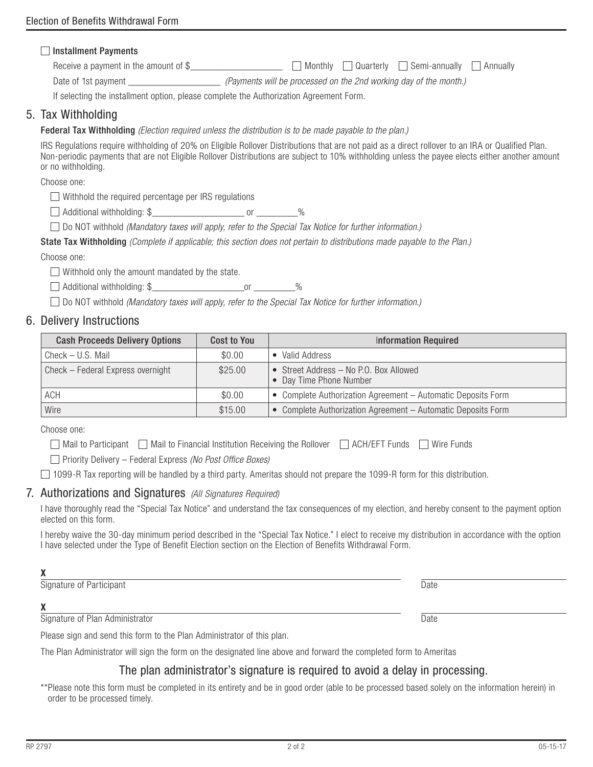☐ **Installment Payments**

Receive a payment in the amount of $____________________ ☐ Monthly ☐ Quarterly ☐ Semi-annually ☐ Annually

Date of 1st payment ____________________ *(Payments will be processed on the 2nd working day of the month.)*

If selecting the installment option, please complete the Authorization Agreement Form.

## 5. Tax Withholding

**Federal Tax Withholding** *(Election required unless the distribution is to be made payable to the plan.)*

IRS Regulations require withholding of 20% on Eligible Rollover Distributions that are not paid as a direct rollover to an IRA or Qualified Plan. Non-periodic payments that are not Eligible Rollover Distributions are subject to 10% withholding unless the payee elects either another amount or no withholding.

Choose one:

☐ Withhold the required percentage per IRS regulations

☐ Additional withholding: $____________________ or _________%

☐ Do NOT withhold *(Mandatory taxes will apply, refer to the Special Tax Notice for further information.)*

**State Tax Withholding** *(Complete if applicable; this section does not pertain to distributions made payable to the Plan.)*

Choose one:

☐ Withhold only the amount mandated by the state.

☐ Additional withholding: $____________________or _________%

☐ Do NOT withhold *(Mandatory taxes will apply, refer to the Special Tax Notice for further information.)*

## 6. Delivery Instructions

| Cash Proceeds Delivery Options | Cost to You | Information Required |
|---|---|---|
| Check – U.S. Mail | $0.00 | • Valid Address |
| Check – Federal Express overnight | $25.00 | • Street Address – No P.O. Box Allowed<br>• Day Time Phone Number |
| ACH | $0.00 | • Complete Authorization Agreement – Automatic Deposits Form |
| Wire | $15.00 | • Complete Authorization Agreement – Automatic Deposits Form |

Choose one:

☐ Mail to Participant ☐ Mail to Financial Institution Receiving the Rollover ☐ ACH/EFT Funds ☐ Wire Funds

☐ Priority Delivery – Federal Express *(No Post Office Boxes)*

☐ 1099-R Tax reporting will be handled by a third party. Ameritas should not prepare the 1099-R form for this distribution.

## 7. Authorizations and Signatures *(All Signatures Required)*

I have thoroughly read the "Special Tax Notice" and understand the tax consequences of my election, and hereby consent to the payment option elected on this form.

I hereby waive the 30-day minimum period described in the "Special Tax Notice." I elect to receive my distribution in accordance with the option I have selected under the Type of Benefit Election section on the Election of Benefits Withdrawal Form.

**X** ______________________________________________ ____________________
Signature of Participant Date

**X** ______________________________________________ ____________________
Signature of Plan Administrator Date

Please sign and send this form to the Plan Administrator of this plan.

The Plan Administrator will sign the form on the designated line above and forward the completed form to Ameritas

### The plan administrator's signature is required to avoid a delay in processing.

**Please note this form must be completed in its entirety and be in good order (able to be processed based solely on the information herein) in order to be processed timely.

RP 2797 05-15-17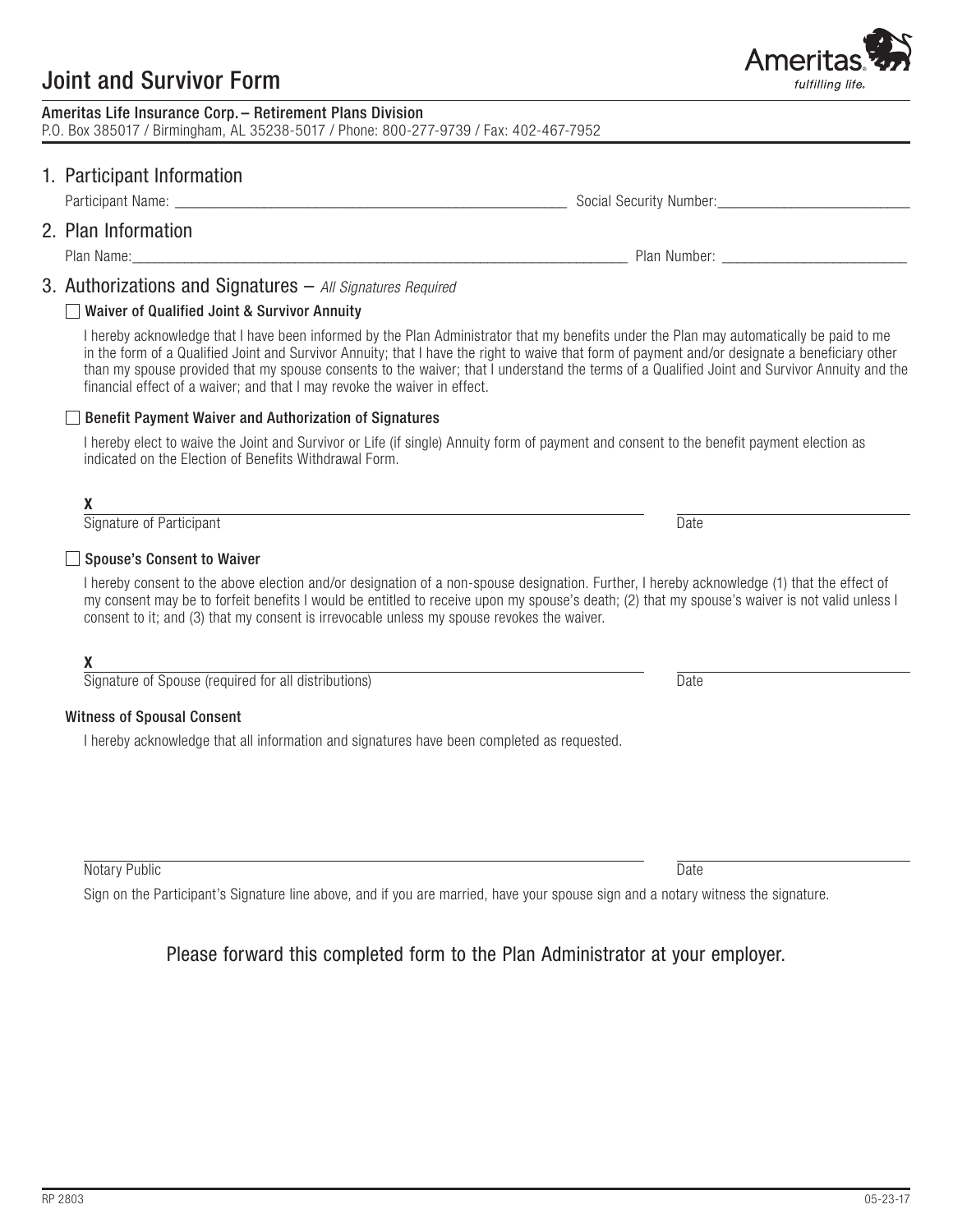# Joint and Survivor Form

**Ameritas Life Insurance Corp. – Retirement Plans Division**
P.O. Box 385017 / Birmingham, AL 35238-5017 / Phone: 800-277-9739 / Fax: 402-467-7952

## 1. Participant Information

Participant Name: ______________________________ Social Security Number: ______________________________

## 2. Plan Information

Plan Name: ______________________________ Plan Number: ______________________________

## 3. Authorizations and Signatures – *All Signatures Required*

☐ **Waiver of Qualified Joint & Survivor Annuity**

I hereby acknowledge that I have been informed by the Plan Administrator that my benefits under the Plan may automatically be paid to me in the form of a Qualified Joint and Survivor Annuity; that I have the right to waive that form of payment and/or designate a beneficiary other than my spouse provided that my spouse consents to the waiver; that I understand the terms of a Qualified Joint and Survivor Annuity and the financial effect of a waiver; and that I may revoke the waiver in effect.

☐ **Benefit Payment Waiver and Authorization of Signatures**

I hereby elect to waive the Joint and Survivor or Life (if single) Annuity form of payment and consent to the benefit payment election as indicated on the Election of Benefits Withdrawal Form.

**X** ______________________________ ______________
Signature of Participant Date

☐ **Spouse's Consent to Waiver**

I hereby consent to the above election and/or designation of a non-spouse designation. Further, I hereby acknowledge (1) that the effect of my consent may be to forfeit benefits I would be entitled to receive upon my spouse's death; (2) that my spouse's waiver is not valid unless I consent to it; and (3) that my consent is irrevocable unless my spouse revokes the waiver.

**X** ______________________________ ______________
Signature of Spouse (required for all distributions) Date

**Witness of Spousal Consent**

I hereby acknowledge that all information and signatures have been completed as requested.

______________________________ ______________
Notary Public Date

Sign on the Participant's Signature line above, and if you are married, have your spouse sign and a notary witness the signature.

Please forward this completed form to the Plan Administrator at your employer.

RP 2803 05-23-17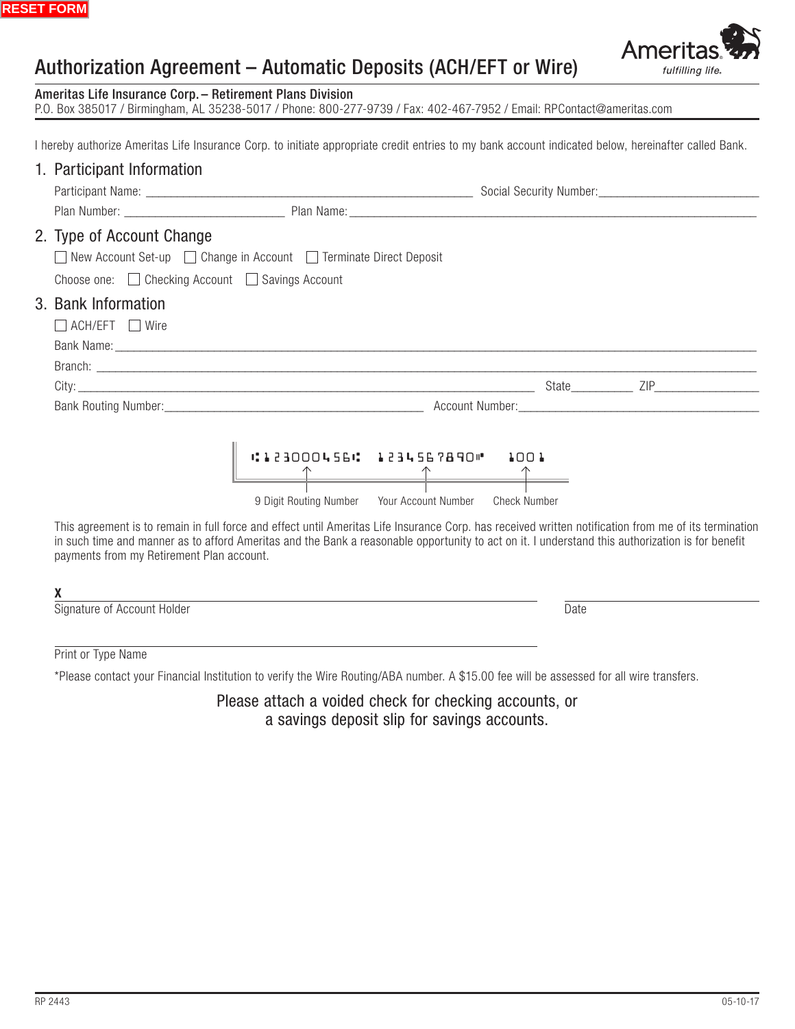RESET FORM

# Authorization Agreement – Automatic Deposits (ACH/EFT or Wire)

Ameritas fulfilling life.

**Ameritas Life Insurance Corp. – Retirement Plans Division**
P.O. Box 385017 / Birmingham, AL 35238-5017 / Phone: 800-277-9739 / Fax: 402-467-7952 / Email: RPContact@ameritas.com

I hereby authorize Ameritas Life Insurance Corp. to initiate appropriate credit entries to my bank account indicated below, hereinafter called Bank.

## 1. Participant Information

Participant Name: ______________________________ Social Security Number: ______________________________

Plan Number: ______________________________ Plan Name: ______________________________

## 2. Type of Account Change

☐ New Account Set-up ☐ Change in Account ☐ Terminate Direct Deposit

Choose one: ☐ Checking Account ☐ Savings Account

## 3. Bank Information

☐ ACH/EFT ☐ Wire

Bank Name: ______________________________

Branch: ______________________________

City: ______________________________ State__________ ZIP__________

Bank Routing Number: ______________________________ Account Number: ______________________________

⑆123000456⑆ 1234567890⑈ 1001

9 Digit Routing Number | Your Account Number | Check Number

This agreement is to remain in full force and effect until Ameritas Life Insurance Corp. has received written notification from me of its termination in such time and manner as to afford Ameritas and the Bank a reasonable opportunity to act on it. I understand this authorization is for benefit payments from my Retirement Plan account.

**X** ______________________________ ______________________________
Signature of Account Holder Date

______________________________
Print or Type Name

*Please contact your Financial Institution to verify the Wire Routing/ABA number. A $15.00 fee will be assessed for all wire transfers.

Please attach a voided check for checking accounts, or a savings deposit slip for savings accounts.

RP 2443 05-10-17